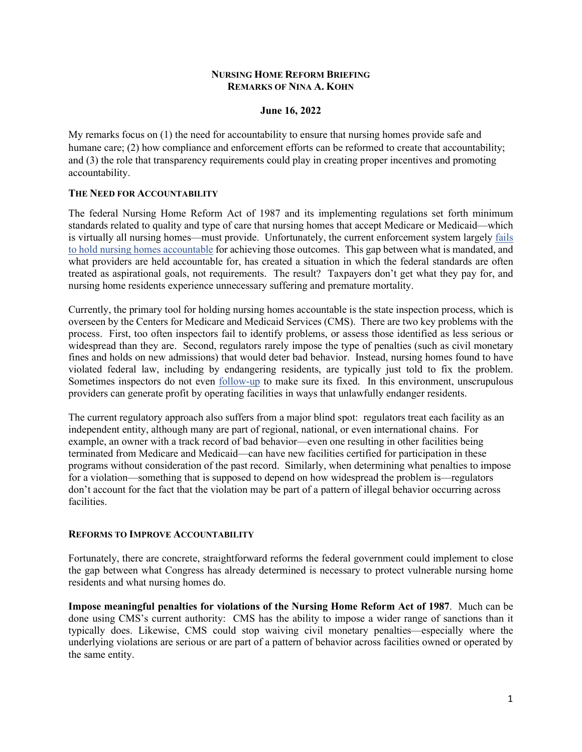**NURSING HOME REFORM BRIEFING**
**REMARKS OF NINA A. KOHN**

**June 16, 2022**

My remarks focus on (1) the need for accountability to ensure that nursing homes provide safe and humane care; (2) how compliance and enforcement efforts can be reformed to create that accountability; and (3) the role that transparency requirements could play in creating proper incentives and promoting accountability.

## THE NEED FOR ACCOUNTABILITY

The federal Nursing Home Reform Act of 1987 and its implementing regulations set forth minimum standards related to quality and type of care that nursing homes that accept Medicare or Medicaid—which is virtually all nursing homes—must provide. Unfortunately, the current enforcement system largely fails to hold nursing homes accountable for achieving those outcomes. This gap between what is mandated, and what providers are held accountable for, has created a situation in which the federal standards are often treated as aspirational goals, not requirements. The result? Taxpayers don't get what they pay for, and nursing home residents experience unnecessary suffering and premature mortality.

Currently, the primary tool for holding nursing homes accountable is the state inspection process, which is overseen by the Centers for Medicare and Medicaid Services (CMS). There are two key problems with the process. First, too often inspectors fail to identify problems, or assess those identified as less serious or widespread than they are. Second, regulators rarely impose the type of penalties (such as civil monetary fines and holds on new admissions) that would deter bad behavior. Instead, nursing homes found to have violated federal law, including by endangering residents, are typically just told to fix the problem. Sometimes inspectors do not even follow-up to make sure its fixed. In this environment, unscrupulous providers can generate profit by operating facilities in ways that unlawfully endanger residents.

The current regulatory approach also suffers from a major blind spot: regulators treat each facility as an independent entity, although many are part of regional, national, or even international chains. For example, an owner with a track record of bad behavior—even one resulting in other facilities being terminated from Medicare and Medicaid—can have new facilities certified for participation in these programs without consideration of the past record. Similarly, when determining what penalties to impose for a violation—something that is supposed to depend on how widespread the problem is—regulators don't account for the fact that the violation may be part of a pattern of illegal behavior occurring across facilities.

## REFORMS TO IMPROVE ACCOUNTABILITY

Fortunately, there are concrete, straightforward reforms the federal government could implement to close the gap between what Congress has already determined is necessary to protect vulnerable nursing home residents and what nursing homes do.

**Impose meaningful penalties for violations of the Nursing Home Reform Act of 1987**. Much can be done using CMS's current authority: CMS has the ability to impose a wider range of sanctions than it typically does. Likewise, CMS could stop waiving civil monetary penalties—especially where the underlying violations are serious or are part of a pattern of behavior across facilities owned or operated by the same entity.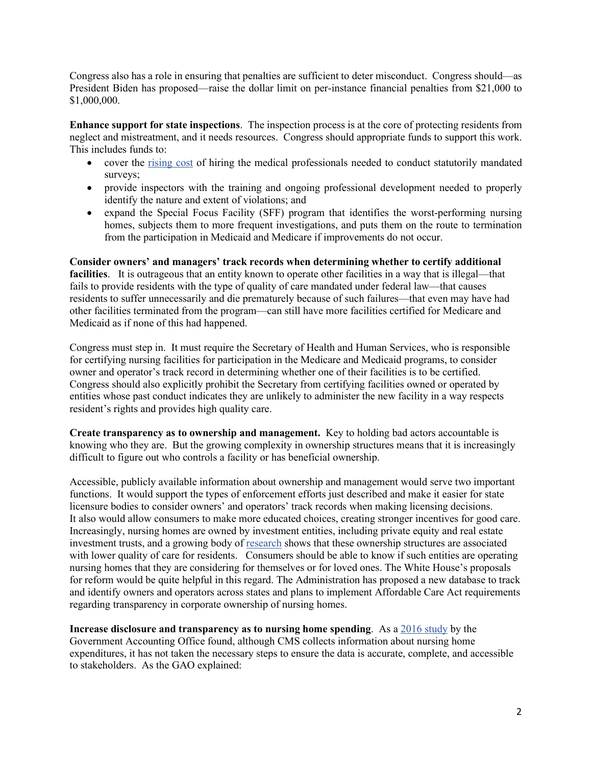Congress also has a role in ensuring that penalties are sufficient to deter misconduct. Congress should—as President Biden has proposed—raise the dollar limit on per-instance financial penalties from $21,000 to $1,000,000.

**Enhance support for state inspections**. The inspection process is at the core of protecting residents from neglect and mistreatment, and it needs resources. Congress should appropriate funds to support this work. This includes funds to:

- cover the rising cost of hiring the medical professionals needed to conduct statutorily mandated surveys;
- provide inspectors with the training and ongoing professional development needed to properly identify the nature and extent of violations; and
- expand the Special Focus Facility (SFF) program that identifies the worst-performing nursing homes, subjects them to more frequent investigations, and puts them on the route to termination from the participation in Medicaid and Medicare if improvements do not occur.

**Consider owners' and managers' track records when determining whether to certify additional facilities**. It is outrageous that an entity known to operate other facilities in a way that is illegal—that fails to provide residents with the type of quality of care mandated under federal law—that causes residents to suffer unnecessarily and die prematurely because of such failures—that even may have had other facilities terminated from the program—can still have more facilities certified for Medicare and Medicaid as if none of this had happened.

Congress must step in. It must require the Secretary of Health and Human Services, who is responsible for certifying nursing facilities for participation in the Medicare and Medicaid programs, to consider owner and operator's track record in determining whether one of their facilities is to be certified. Congress should also explicitly prohibit the Secretary from certifying facilities owned or operated by entities whose past conduct indicates they are unlikely to administer the new facility in a way respects resident's rights and provides high quality care.

**Create transparency as to ownership and management.** Key to holding bad actors accountable is knowing who they are. But the growing complexity in ownership structures means that it is increasingly difficult to figure out who controls a facility or has beneficial ownership.

Accessible, publicly available information about ownership and management would serve two important functions. It would support the types of enforcement efforts just described and make it easier for state licensure bodies to consider owners' and operators' track records when making licensing decisions. It also would allow consumers to make more educated choices, creating stronger incentives for good care. Increasingly, nursing homes are owned by investment entities, including private equity and real estate investment trusts, and a growing body of research shows that these ownership structures are associated with lower quality of care for residents. Consumers should be able to know if such entities are operating nursing homes that they are considering for themselves or for loved ones. The White House's proposals for reform would be quite helpful in this regard. The Administration has proposed a new database to track and identify owners and operators across states and plans to implement Affordable Care Act requirements regarding transparency in corporate ownership of nursing homes.

**Increase disclosure and transparency as to nursing home spending**. As a 2016 study by the Government Accounting Office found, although CMS collects information about nursing home expenditures, it has not taken the necessary steps to ensure the data is accurate, complete, and accessible to stakeholders. As the GAO explained: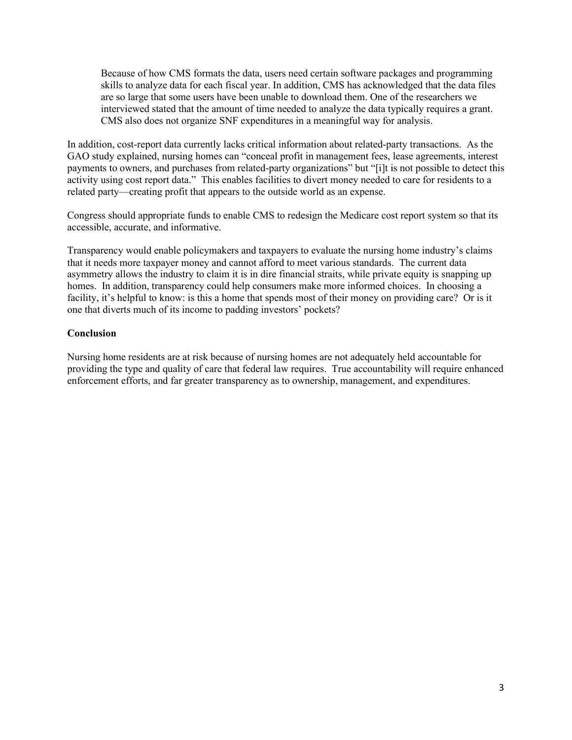> Because of how CMS formats the data, users need certain software packages and programming skills to analyze data for each fiscal year. In addition, CMS has acknowledged that the data files are so large that some users have been unable to download them. One of the researchers we interviewed stated that the amount of time needed to analyze the data typically requires a grant. CMS also does not organize SNF expenditures in a meaningful way for analysis.

In addition, cost-report data currently lacks critical information about related-party transactions. As the GAO study explained, nursing homes can "conceal profit in management fees, lease agreements, interest payments to owners, and purchases from related-party organizations" but "[i]t is not possible to detect this activity using cost report data." This enables facilities to divert money needed to care for residents to a related party—creating profit that appears to the outside world as an expense.

Congress should appropriate funds to enable CMS to redesign the Medicare cost report system so that its accessible, accurate, and informative.

Transparency would enable policymakers and taxpayers to evaluate the nursing home industry's claims that it needs more taxpayer money and cannot afford to meet various standards. The current data asymmetry allows the industry to claim it is in dire financial straits, while private equity is snapping up homes. In addition, transparency could help consumers make more informed choices. In choosing a facility, it's helpful to know: is this a home that spends most of their money on providing care? Or is it one that diverts much of its income to padding investors' pockets?

**Conclusion**

Nursing home residents are at risk because of nursing homes are not adequately held accountable for providing the type and quality of care that federal law requires. True accountability will require enhanced enforcement efforts, and far greater transparency as to ownership, management, and expenditures.